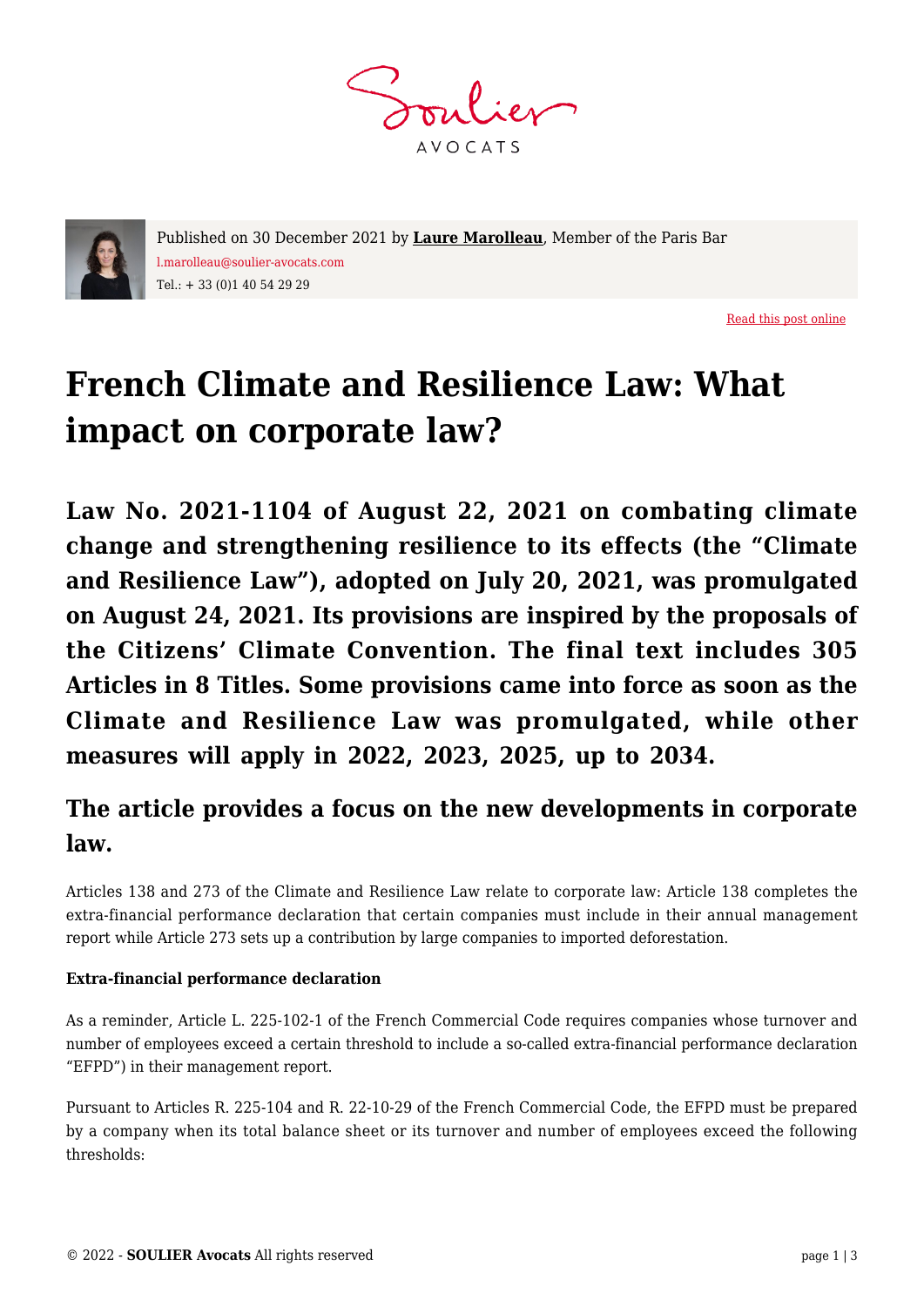Published on 30 December 2021 by **Laure Marolleau**, Member of the Paris Bar
l.marolleau@soulier-avocats.com
Tel.: + 33 (0)1 40 54 29 29

Read this post online

# French Climate and Resilience Law: What impact on corporate law?

**Law No. 2021-1104 of August 22, 2021 on combating climate change and strengthening resilience to its effects (the "Climate and Resilience Law"), adopted on July 20, 2021, was promulgated on August 24, 2021. Its provisions are inspired by the proposals of the Citizens' Climate Convention. The final text includes 305 Articles in 8 Titles. Some provisions came into force as soon as the Climate and Resilience Law was promulgated, while other measures will apply in 2022, 2023, 2025, up to 2034.**

## The article provides a focus on the new developments in corporate law.

Articles 138 and 273 of the Climate and Resilience Law relate to corporate law: Article 138 completes the extra-financial performance declaration that certain companies must include in their annual management report while Article 273 sets up a contribution by large companies to imported deforestation.

**Extra-financial performance declaration**

As a reminder, Article L. 225-102-1 of the French Commercial Code requires companies whose turnover and number of employees exceed a certain threshold to include a so-called extra-financial performance declaration "EFPD") in their management report.

Pursuant to Articles R. 225-104 and R. 22-10-29 of the French Commercial Code, the EFPD must be prepared by a company when its total balance sheet or its turnover and number of employees exceed the following thresholds: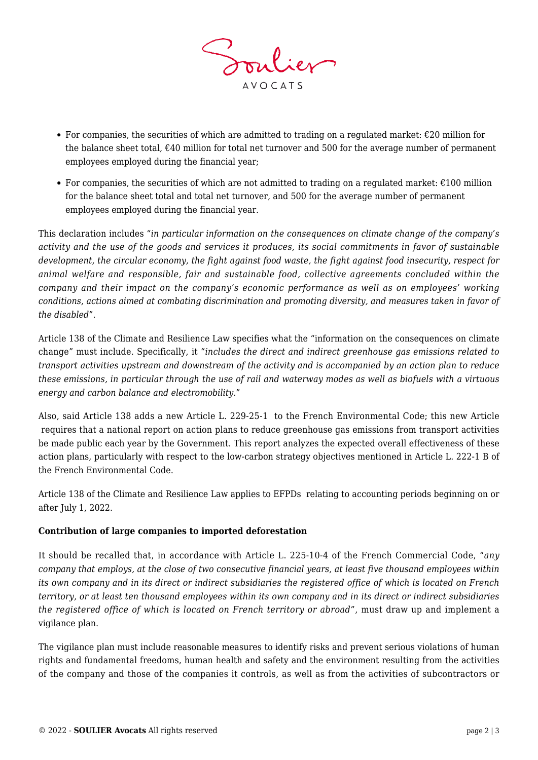- For companies, the securities of which are admitted to trading on a regulated market: €20 million for the balance sheet total, €40 million for total net turnover and 500 for the average number of permanent employees employed during the financial year;
- For companies, the securities of which are not admitted to trading on a regulated market: €100 million for the balance sheet total and total net turnover, and 500 for the average number of permanent employees employed during the financial year.

This declaration includes "*in particular information on the consequences on climate change of the company's activity and the use of the goods and services it produces, its social commitments in favor of sustainable development, the circular economy, the fight against food waste, the fight against food insecurity, respect for animal welfare and responsible, fair and sustainable food, collective agreements concluded within the company and their impact on the company's economic performance as well as on employees' working conditions, actions aimed at combating discrimination and promoting diversity, and measures taken in favor of the disabled*".

Article 138 of the Climate and Resilience Law specifies what the "information on the consequences on climate change" must include. Specifically, it "*includes the direct and indirect greenhouse gas emissions related to transport activities upstream and downstream of the activity and is accompanied by an action plan to reduce these emissions, in particular through the use of rail and waterway modes as well as biofuels with a virtuous energy and carbon balance and electromobility.*"

Also, said Article 138 adds a new Article L. 229-25-1 to the French Environmental Code; this new Article requires that a national report on action plans to reduce greenhouse gas emissions from transport activities be made public each year by the Government. This report analyzes the expected overall effectiveness of these action plans, particularly with respect to the low-carbon strategy objectives mentioned in Article L. 222-1 B of the French Environmental Code.

Article 138 of the Climate and Resilience Law applies to EFPDs relating to accounting periods beginning on or after July 1, 2022.

**Contribution of large companies to imported deforestation**

It should be recalled that, in accordance with Article L. 225-10-4 of the French Commercial Code, "*any company that employs, at the close of two consecutive financial years, at least five thousand employees within its own company and in its direct or indirect subsidiaries the registered office of which is located on French territory, or at least ten thousand employees within its own company and in its direct or indirect subsidiaries the registered office of which is located on French territory or abroad*", must draw up and implement a vigilance plan.

The vigilance plan must include reasonable measures to identify risks and prevent serious violations of human rights and fundamental freedoms, human health and safety and the environment resulting from the activities of the company and those of the companies it controls, as well as from the activities of subcontractors or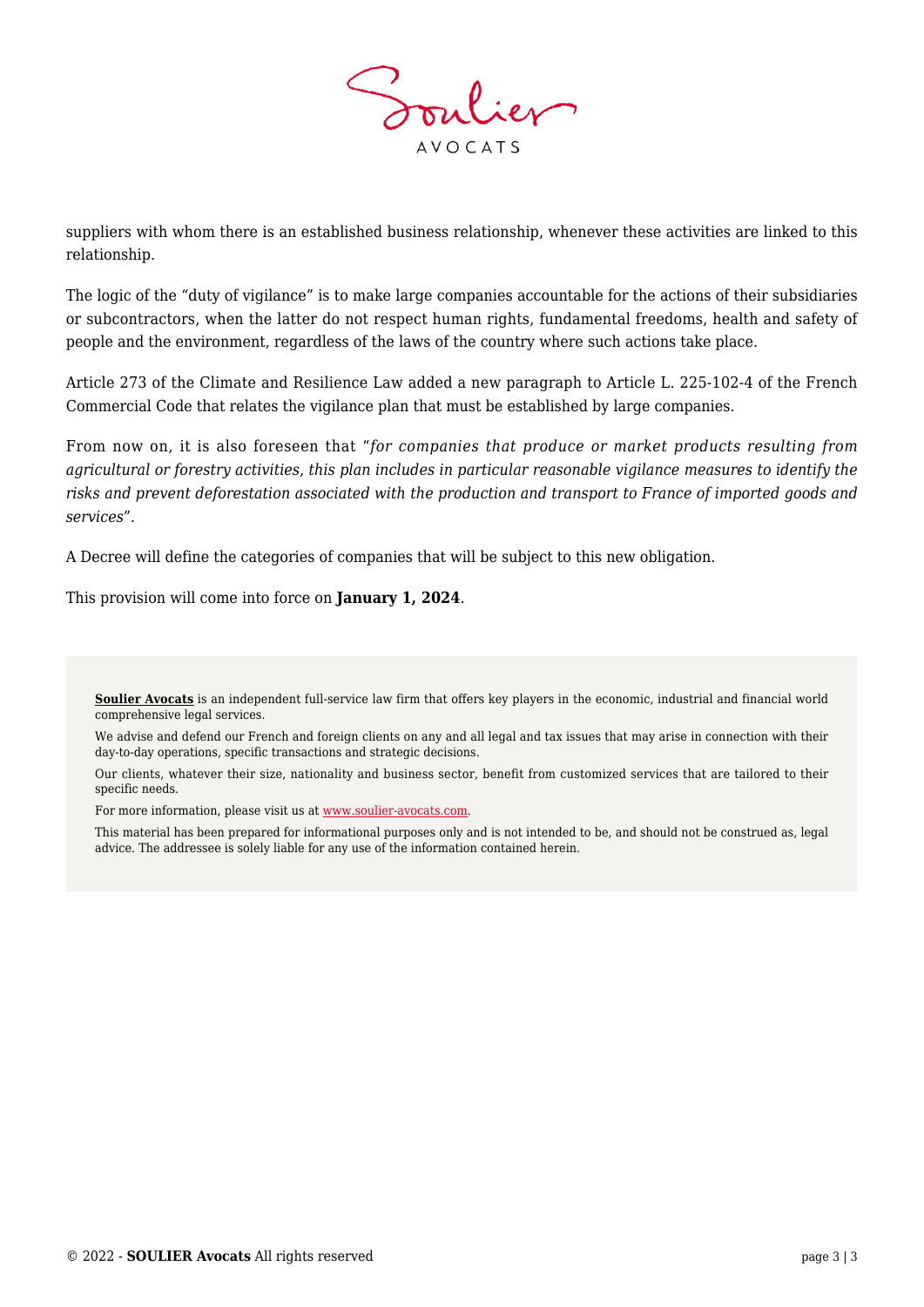suppliers with whom there is an established business relationship, whenever these activities are linked to this relationship.

The logic of the "duty of vigilance" is to make large companies accountable for the actions of their subsidiaries or subcontractors, when the latter do not respect human rights, fundamental freedoms, health and safety of people and the environment, regardless of the laws of the country where such actions take place.

Article 273 of the Climate and Resilience Law added a new paragraph to Article L. 225-102-4 of the French Commercial Code that relates the vigilance plan that must be established by large companies.

From now on, it is also foreseen that "*for companies that produce or market products resulting from agricultural or forestry activities, this plan includes in particular reasonable vigilance measures to identify the risks and prevent deforestation associated with the production and transport to France of imported goods and services*".

A Decree will define the categories of companies that will be subject to this new obligation.

This provision will come into force on **January 1, 2024**.

**Soulier Avocats** is an independent full-service law firm that offers key players in the economic, industrial and financial world comprehensive legal services.

We advise and defend our French and foreign clients on any and all legal and tax issues that may arise in connection with their day-to-day operations, specific transactions and strategic decisions.

Our clients, whatever their size, nationality and business sector, benefit from customized services that are tailored to their specific needs.

For more information, please visit us at www.soulier-avocats.com.

This material has been prepared for informational purposes only and is not intended to be, and should not be construed as, legal advice. The addressee is solely liable for any use of the information contained herein.